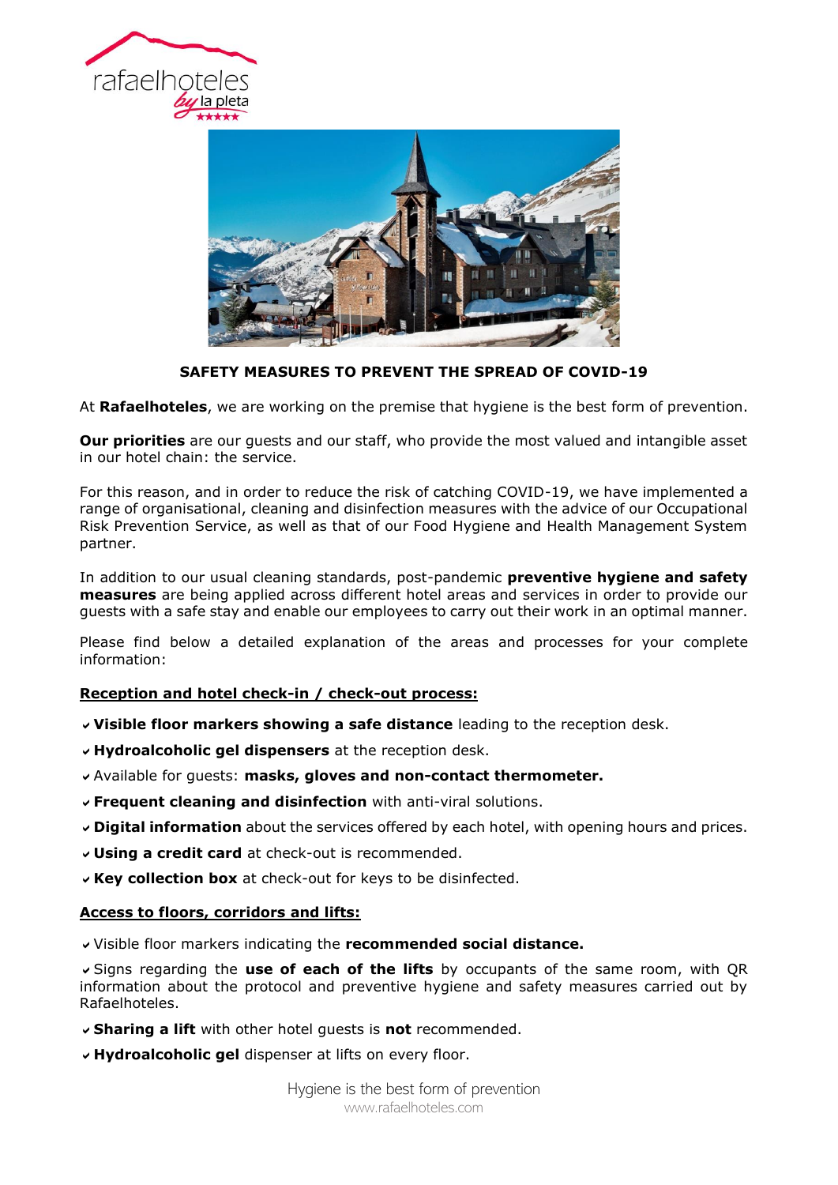## SAFETY MEASURES TO PREVENT THE SPREAD OF COVID-19

At **Rafaelhoteles**, we are working on the premise that hygiene is the best form of prevention.

**Our priorities** are our guests and our staff, who provide the most valued and intangible asset in our hotel chain: the service.

For this reason, and in order to reduce the risk of catching COVID-19, we have implemented a range of organisational, cleaning and disinfection measures with the advice of our Occupational Risk Prevention Service, as well as that of our Food Hygiene and Health Management System partner.

In addition to our usual cleaning standards, post-pandemic **preventive hygiene and safety measures** are being applied across different hotel areas and services in order to provide our guests with a safe stay and enable our employees to carry out their work in an optimal manner.

Please find below a detailed explanation of the areas and processes for your complete information:

### Reception and hotel check-in / check-out process:

- ✔ **Visible floor markers showing a safe distance** leading to the reception desk.
- ✔ **Hydroalcoholic gel dispensers** at the reception desk.
- ✔ Available for guests: **masks, gloves and non-contact thermometer.**
- ✔ **Frequent cleaning and disinfection** with anti-viral solutions.
- ✔ **Digital information** about the services offered by each hotel, with opening hours and prices.
- ✔ **Using a credit card** at check-out is recommended.
- ✔ **Key collection box** at check-out for keys to be disinfected.

### Access to floors, corridors and lifts:

- ✔ Visible floor markers indicating the **recommended social distance.**
- ✔ Signs regarding the **use of each of the lifts** by occupants of the same room, with QR information about the protocol and preventive hygiene and safety measures carried out by Rafaelhoteles.
- ✔ **Sharing a lift** with other hotel guests is **not** recommended.
- ✔ **Hydroalcoholic gel** dispenser at lifts on every floor.

Hygiene is the best form of prevention
www.rafaelhoteles.com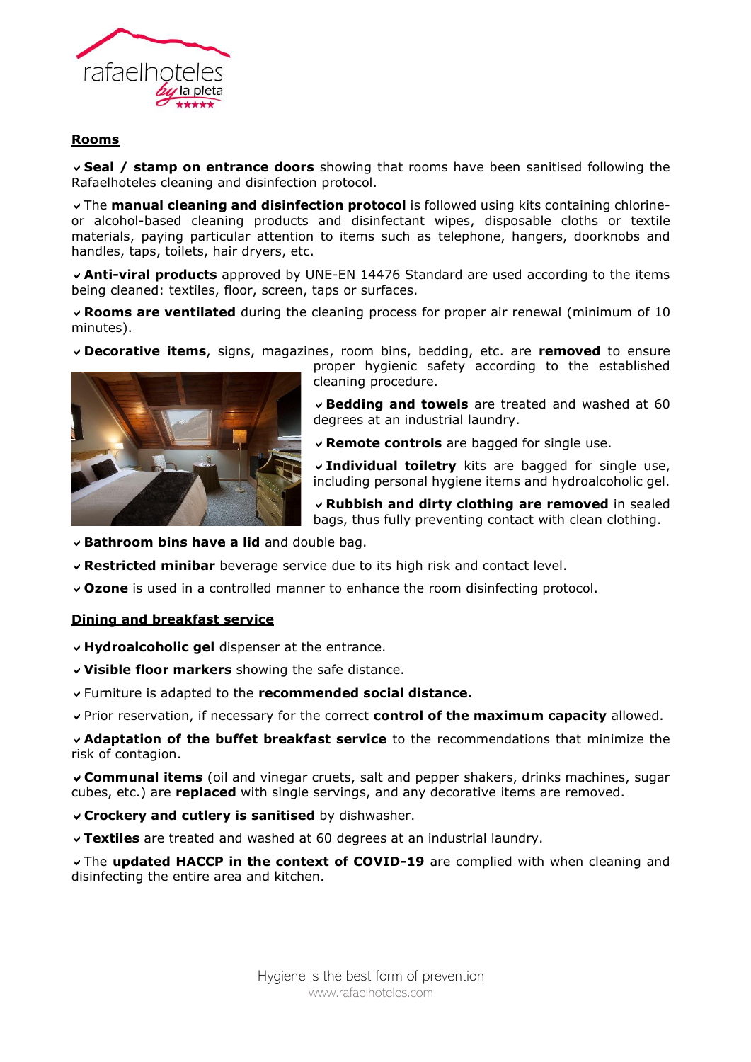## Rooms

- **Seal / stamp on entrance doors** showing that rooms have been sanitised following the Rafaelhoteles cleaning and disinfection protocol.
- The **manual cleaning and disinfection protocol** is followed using kits containing chlorine- or alcohol-based cleaning products and disinfectant wipes, disposable cloths or textile materials, paying particular attention to items such as telephone, hangers, doorknobs and handles, taps, toilets, hair dryers, etc.
- **Anti-viral products** approved by UNE-EN 14476 Standard are used according to the items being cleaned: textiles, floor, screen, taps or surfaces.
- **Rooms are ventilated** during the cleaning process for proper air renewal (minimum of 10 minutes).
- **Decorative items**, signs, magazines, room bins, bedding, etc. are **removed** to ensure proper hygienic safety according to the established cleaning procedure.
- **Bedding and towels** are treated and washed at 60 degrees at an industrial laundry.
- **Remote controls** are bagged for single use.
- **Individual toiletry** kits are bagged for single use, including personal hygiene items and hydroalcoholic gel.
- **Rubbish and dirty clothing are removed** in sealed bags, thus fully preventing contact with clean clothing.
- **Bathroom bins have a lid** and double bag.
- **Restricted minibar** beverage service due to its high risk and contact level.
- **Ozone** is used in a controlled manner to enhance the room disinfecting protocol.

## Dining and breakfast service

- **Hydroalcoholic gel** dispenser at the entrance.
- **Visible floor markers** showing the safe distance.
- Furniture is adapted to the **recommended social distance.**
- Prior reservation, if necessary for the correct **control of the maximum capacity** allowed.
- **Adaptation of the buffet breakfast service** to the recommendations that minimize the risk of contagion.
- **Communal items** (oil and vinegar cruets, salt and pepper shakers, drinks machines, sugar cubes, etc.) are **replaced** with single servings, and any decorative items are removed.
- **Crockery and cutlery is sanitised** by dishwasher.
- **Textiles** are treated and washed at 60 degrees at an industrial laundry.
- The **updated HACCP in the context of COVID-19** are complied with when cleaning and disinfecting the entire area and kitchen.

Hygiene is the best form of prevention
www.rafaelhoteles.com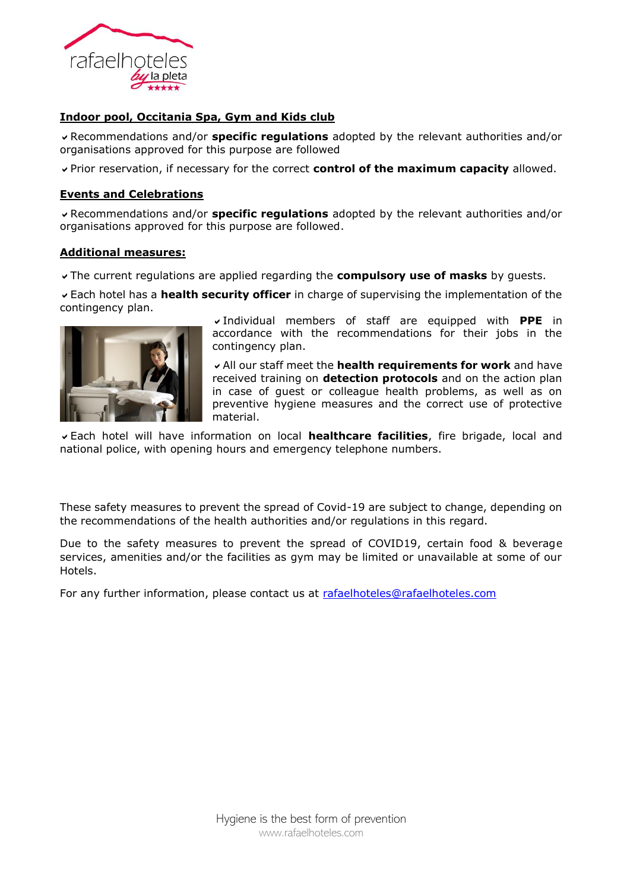## Indoor pool, Occitania Spa, Gym and Kids club

- Recommendations and/or **specific regulations** adopted by the relevant authorities and/or organisations approved for this purpose are followed
- Prior reservation, if necessary for the correct **control of the maximum capacity** allowed.

## Events and Celebrations

- Recommendations and/or **specific regulations** adopted by the relevant authorities and/or organisations approved for this purpose are followed.

## Additional measures:

- The current regulations are applied regarding the **compulsory use of masks** by guests.
- Each hotel has a **health security officer** in charge of supervising the implementation of the contingency plan.
- Individual members of staff are equipped with **PPE** in accordance with the recommendations for their jobs in the contingency plan.
- All our staff meet the **health requirements for work** and have received training on **detection protocols** and on the action plan in case of guest or colleague health problems, as well as on preventive hygiene measures and the correct use of protective material.
- Each hotel will have information on local **healthcare facilities**, fire brigade, local and national police, with opening hours and emergency telephone numbers.

These safety measures to prevent the spread of Covid-19 are subject to change, depending on the recommendations of the health authorities and/or regulations in this regard.

Due to the safety measures to prevent the spread of COVID19, certain food & beverage services, amenities and/or the facilities as gym may be limited or unavailable at some of our Hotels.

For any further information, please contact us at rafaelhoteles@rafaelhoteles.com